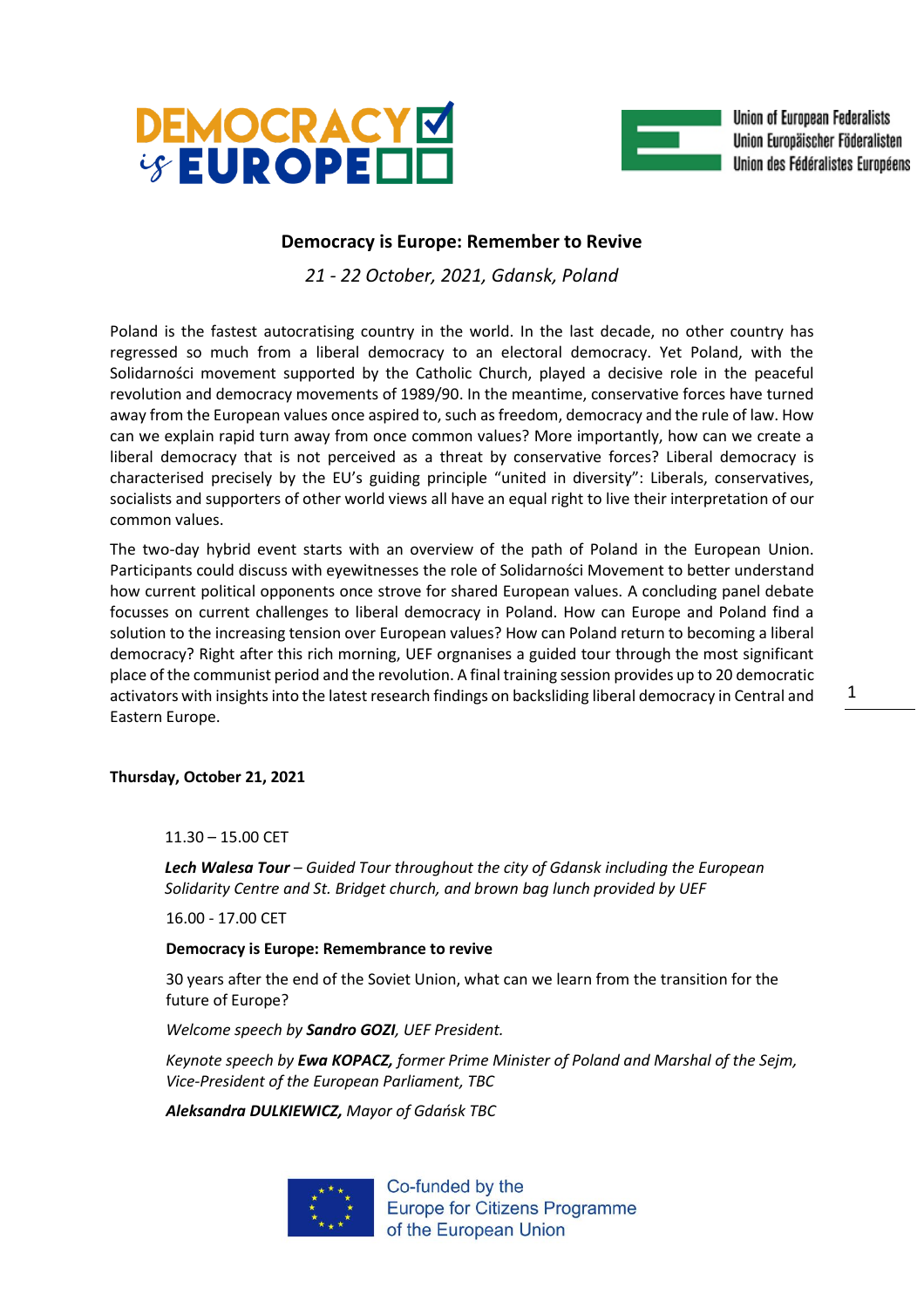# Democracy is Europe: Remember to Revive

*21 - 22 October, 2021, Gdansk, Poland*

Poland is the fastest autocratising country in the world. In the last decade, no other country has regressed so much from a liberal democracy to an electoral democracy. Yet Poland, with the Solidarności movement supported by the Catholic Church, played a decisive role in the peaceful revolution and democracy movements of 1989/90. In the meantime, conservative forces have turned away from the European values once aspired to, such as freedom, democracy and the rule of law. How can we explain rapid turn away from once common values? More importantly, how can we create a liberal democracy that is not perceived as a threat by conservative forces? Liberal democracy is characterised precisely by the EU's guiding principle "united in diversity": Liberals, conservatives, socialists and supporters of other world views all have an equal right to live their interpretation of our common values.

The two-day hybrid event starts with an overview of the path of Poland in the European Union. Participants could discuss with eyewitnesses the role of Solidarności Movement to better understand how current political opponents once strove for shared European values. A concluding panel debate focusses on current challenges to liberal democracy in Poland. How can Europe and Poland find a solution to the increasing tension over European values? How can Poland return to becoming a liberal democracy? Right after this rich morning, UEF orgnanises a guided tour through the most significant place of the communist period and the revolution. A final training session provides up to 20 democratic activators with insights into the latest research findings on backsliding liberal democracy in Central and Eastern Europe.

**Thursday, October 21, 2021**

11.30 – 15.00 CET

***Lech Walesa Tour*** *– Guided Tour throughout the city of Gdansk including the European Solidarity Centre and St. Bridget church, and brown bag lunch provided by UEF*

16.00 - 17.00 CET

**Democracy is Europe: Remembrance to revive**

30 years after the end of the Soviet Union, what can we learn from the transition for the future of Europe?

*Welcome speech by* ***Sandro GOZI****, UEF President.*

*Keynote speech by* ***Ewa KOPACZ,*** *former Prime Minister of Poland and Marshal of the Sejm, Vice-President of the European Parliament, TBC*

***Aleksandra DULKIEWICZ,*** *Mayor of Gdańsk TBC*

Co-funded by the Europe for Citizens Programme of the European Union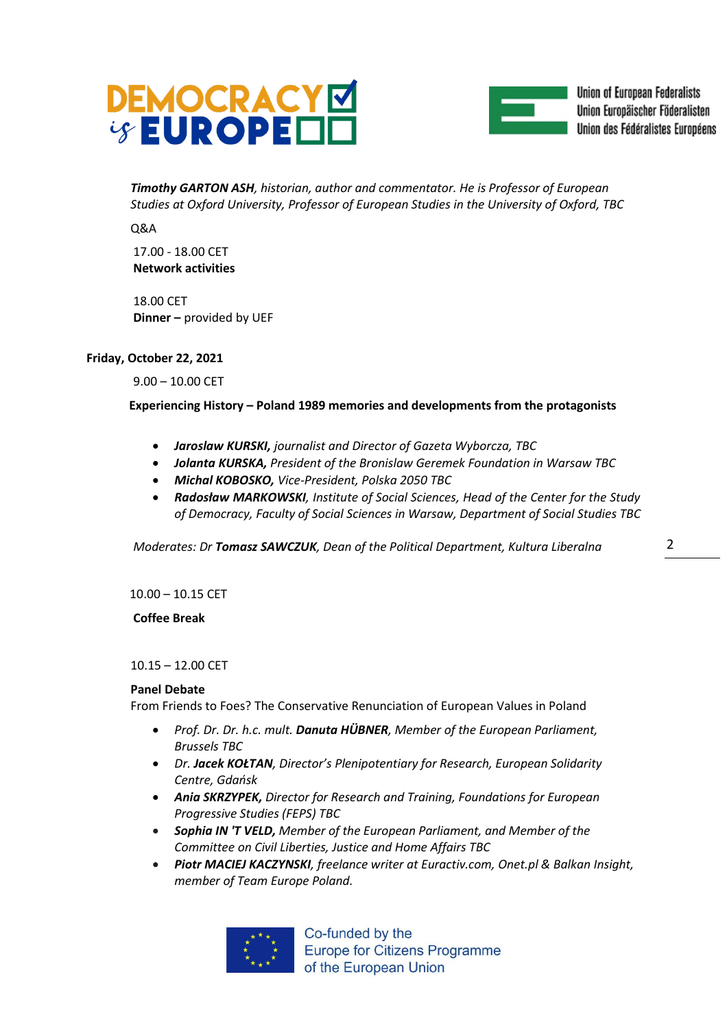*Timothy* ***GARTON ASH****, historian, author and commentator. He is Professor of European Studies at Oxford University, Professor of European Studies in the University of Oxford, TBC*

Q&A

17.00 - 18.00 CET
**Network activities**

18.00 CET
**Dinner –** provided by UEF

**Friday, October 22, 2021**

9.00 – 10.00 CET

**Experiencing History – Poland 1989 memories and developments from the protagonists**

- ***Jaroslaw KURSKI,*** *journalist and Director of Gazeta Wyborcza, TBC*
- ***Jolanta KURSKA,*** *President of the Bronislaw Geremek Foundation in Warsaw TBC*
- ***Michal KOBOSKO,*** *Vice-President, Polska 2050 TBC*
- ***Radosław MARKOWSKI****, Institute of Social Sciences, Head of the Center for the Study of Democracy, Faculty of Social Sciences in Warsaw, Department of Social Studies TBC*

*Moderates: Dr* ***Tomasz SAWCZUK****, Dean of the Political Department, Kultura Liberalna*

10.00 – 10.15 CET

**Coffee Break**

10.15 – 12.00 CET

**Panel Debate**
From Friends to Foes? The Conservative Renunciation of European Values in Poland

- *Prof. Dr. Dr. h.c. mult.* ***Danuta HÜBNER****, Member of the European Parliament, Brussels TBC*
- *Dr.* ***Jacek KOŁTAN****, Director's Plenipotentiary for Research, European Solidarity Centre, Gdańsk*
- ***Ania SKRZYPEK,*** *Director for Research and Training, Foundations for European Progressive Studies (FEPS) TBC*
- ***Sophia IN 'T VELD,*** *Member of the European Parliament, and Member of the Committee on Civil Liberties, Justice and Home Affairs TBC*
- ***Piotr MACIEJ KACZYNSKI****, freelance writer at Euractiv.com, Onet.pl & Balkan Insight, member of Team Europe Poland.*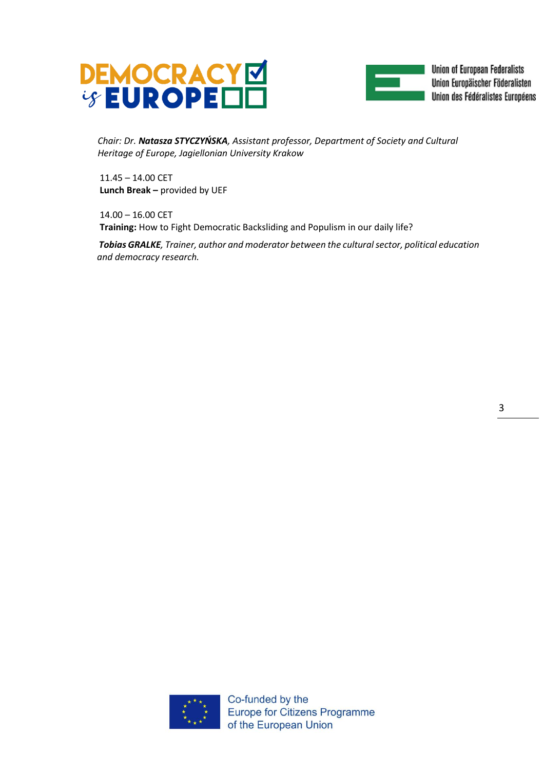*Chair: Dr. **Natasza STYCZYŃSKA**, Assistant professor, Department of Society and Cultural Heritage of Europe, Jagiellonian University Krakow*

11.45 – 14.00 CET
**Lunch Break –** provided by UEF

14.00 – 16.00 CET
**Training:** How to Fight Democratic Backsliding and Populism in our daily life?

***Tobias GRALKE**, Trainer, author and moderator between the cultural sector, political education and democracy research.*

Co-funded by the
Europe for Citizens Programme
of the European Union